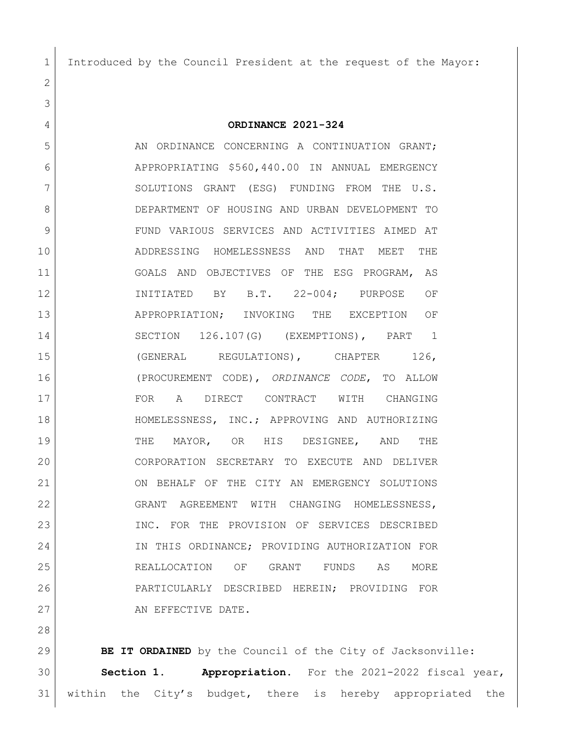Introduced by the Council President at the request of the Mayor:

**ORDINANCE 2021-324**

AN ORDINANCE CONCERNING A CONTINUATION GRANT; APPROPRIATING $560,440.00 IN ANNUAL EMERGENCY SOLUTIONS GRANT (ESG) FUNDING FROM THE U.S. DEPARTMENT OF HOUSING AND URBAN DEVELOPMENT TO FUND VARIOUS SERVICES AND ACTIVITIES AIMED AT ADDRESSING HOMELESSNESS AND THAT MEET THE GOALS AND OBJECTIVES OF THE ESG PROGRAM, AS INITIATED BY B.T. 22-004; PURPOSE OF APPROPRIATION; INVOKING THE EXCEPTION OF SECTION 126.107(G) (EXEMPTIONS), PART 1 (GENERAL REGULATIONS), CHAPTER 126, (PROCUREMENT CODE), *ORDINANCE CODE*, TO ALLOW FOR A DIRECT CONTRACT WITH CHANGING HOMELESSNESS, INC.; APPROVING AND AUTHORIZING THE MAYOR, OR HIS DESIGNEE, AND THE CORPORATION SECRETARY TO EXECUTE AND DELIVER ON BEHALF OF THE CITY AN EMERGENCY SOLUTIONS GRANT AGREEMENT WITH CHANGING HOMELESSNESS, INC. FOR THE PROVISION OF SERVICES DESCRIBED IN THIS ORDINANCE; PROVIDING AUTHORIZATION FOR REALLOCATION OF GRANT FUNDS AS MORE PARTICULARLY DESCRIBED HEREIN; PROVIDING FOR AN EFFECTIVE DATE.

**BE IT ORDAINED** by the Council of the City of Jacksonville:

**Section 1. Appropriation.** For the 2021-2022 fiscal year, within the City's budget, there is hereby appropriated the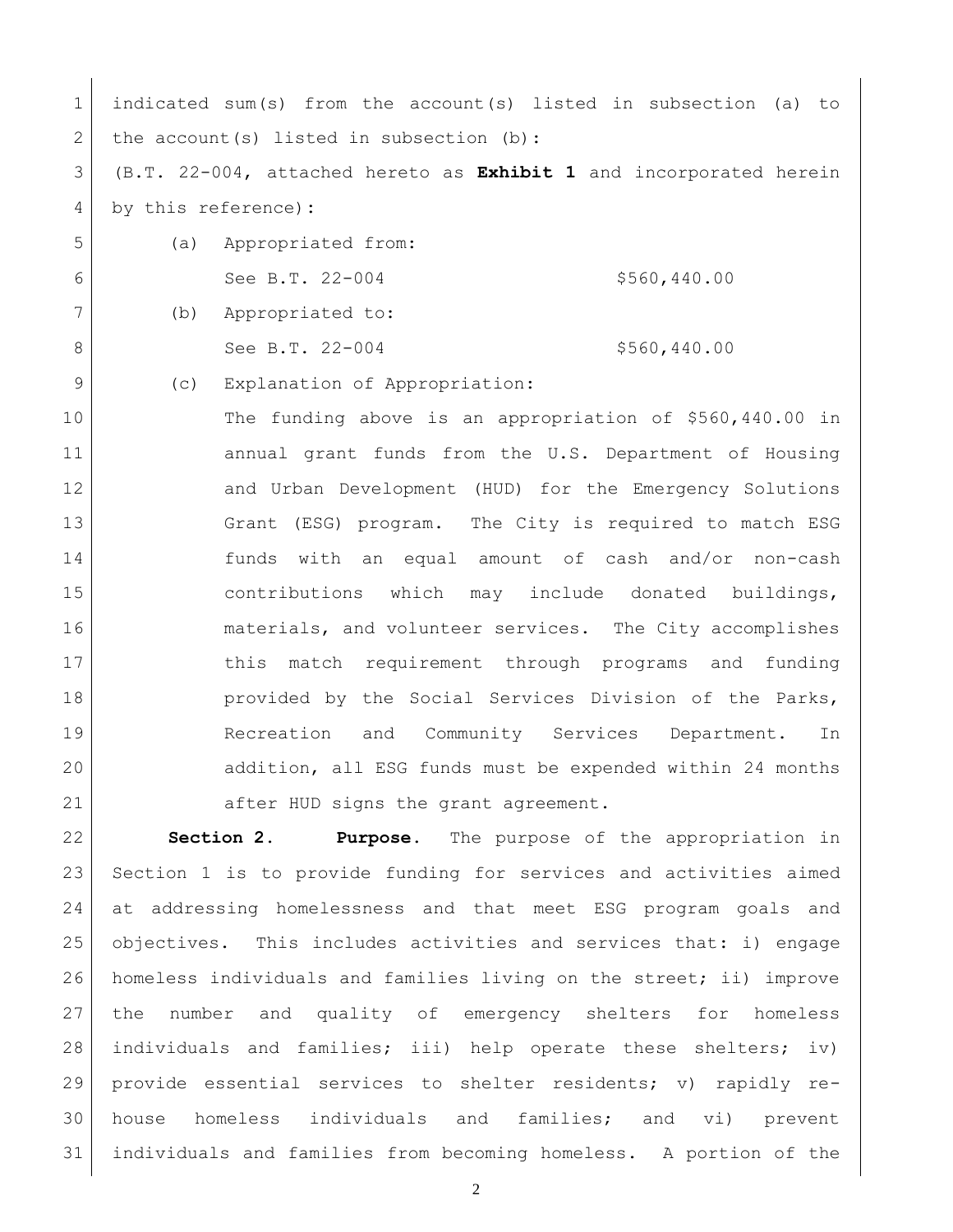indicated sum(s) from the account(s) listed in subsection (a) to the account(s) listed in subsection (b):

(B.T. 22-004, attached hereto as **Exhibit 1** and incorporated herein by this reference):

(a) Appropriated from:

See B.T. 22-004 $560,440.00

(b) Appropriated to:

See B.T. 22-004 $560,440.00

(c) Explanation of Appropriation:

The funding above is an appropriation of $560,440.00 in annual grant funds from the U.S. Department of Housing and Urban Development (HUD) for the Emergency Solutions Grant (ESG) program. The City is required to match ESG funds with an equal amount of cash and/or non-cash contributions which may include donated buildings, materials, and volunteer services. The City accomplishes this match requirement through programs and funding provided by the Social Services Division of the Parks, Recreation and Community Services Department. In addition, all ESG funds must be expended within 24 months after HUD signs the grant agreement.

**Section 2. Purpose.** The purpose of the appropriation in Section 1 is to provide funding for services and activities aimed at addressing homelessness and that meet ESG program goals and objectives. This includes activities and services that: i) engage homeless individuals and families living on the street; ii) improve the number and quality of emergency shelters for homeless individuals and families; iii) help operate these shelters; iv) provide essential services to shelter residents; v) rapidly re-house homeless individuals and families; and vi) prevent individuals and families from becoming homeless. A portion of the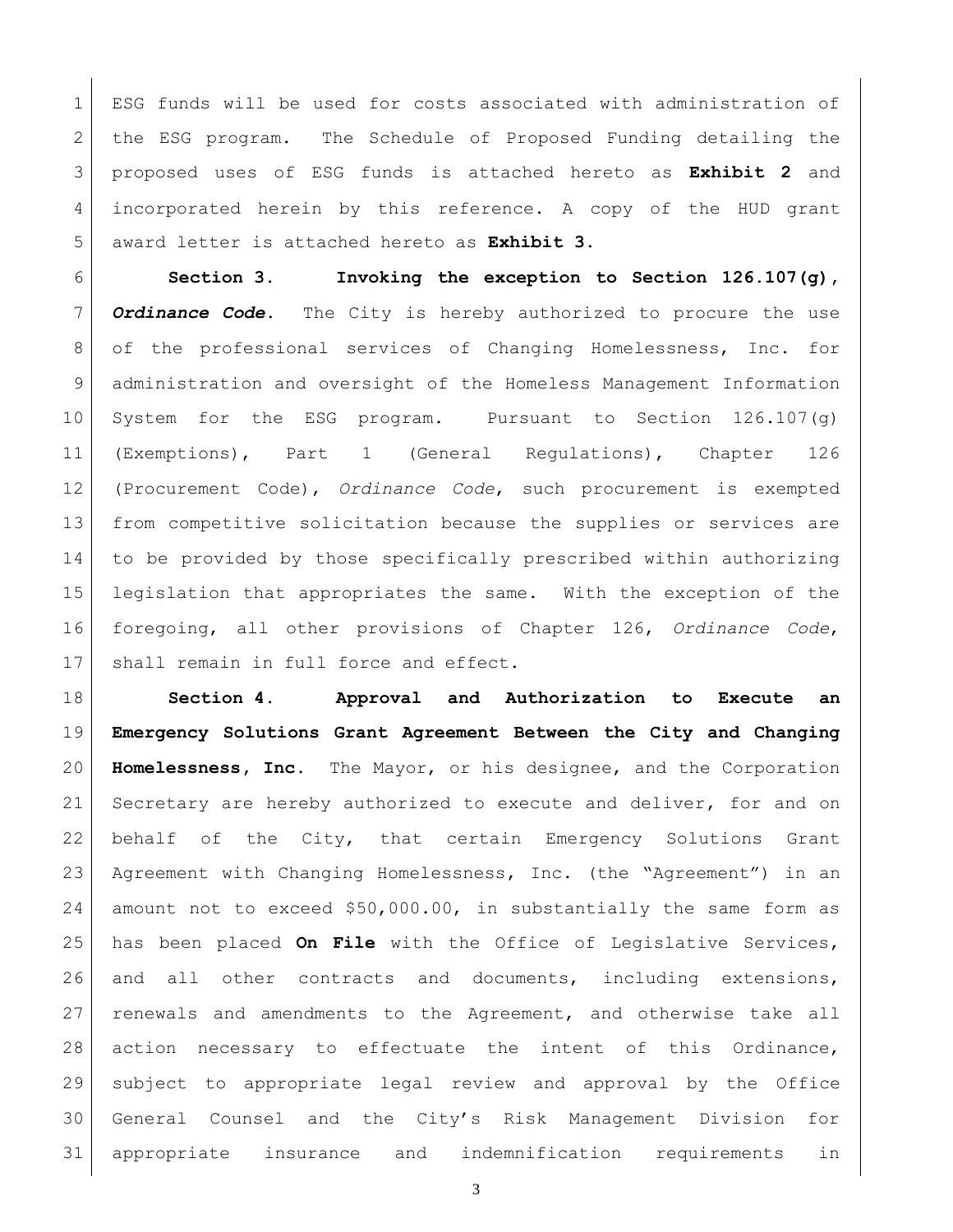ESG funds will be used for costs associated with administration of the ESG program. The Schedule of Proposed Funding detailing the proposed uses of ESG funds is attached hereto as **Exhibit 2** and incorporated herein by this reference. A copy of the HUD grant award letter is attached hereto as **Exhibit 3.**

**Section 3. Invoking the exception to Section 126.107(g), *Ordinance Code*.** The City is hereby authorized to procure the use of the professional services of Changing Homelessness, Inc. for administration and oversight of the Homeless Management Information System for the ESG program. Pursuant to Section 126.107(g) (Exemptions), Part 1 (General Regulations), Chapter 126 (Procurement Code), *Ordinance Code*, such procurement is exempted from competitive solicitation because the supplies or services are to be provided by those specifically prescribed within authorizing legislation that appropriates the same. With the exception of the foregoing, all other provisions of Chapter 126, *Ordinance Code*, shall remain in full force and effect.

**Section 4. Approval and Authorization to Execute an Emergency Solutions Grant Agreement Between the City and Changing Homelessness, Inc.** The Mayor, or his designee, and the Corporation Secretary are hereby authorized to execute and deliver, for and on behalf of the City, that certain Emergency Solutions Grant Agreement with Changing Homelessness, Inc. (the "Agreement") in an amount not to exceed $50,000.00, in substantially the same form as has been placed **On File** with the Office of Legislative Services, and all other contracts and documents, including extensions, renewals and amendments to the Agreement, and otherwise take all action necessary to effectuate the intent of this Ordinance, subject to appropriate legal review and approval by the Office General Counsel and the City's Risk Management Division for appropriate insurance and indemnification requirements in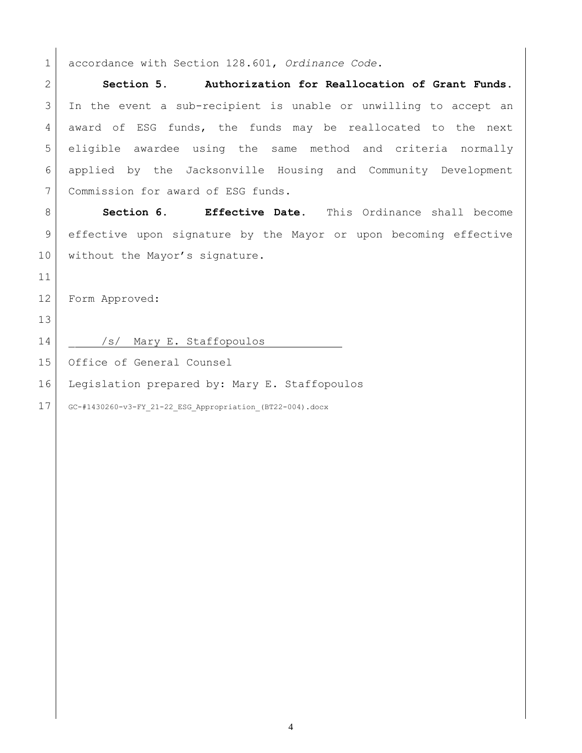accordance with Section 128.601, *Ordinance Code*.

**Section 5. Authorization for Reallocation of Grant Funds.** In the event a sub-recipient is unable or unwilling to accept an award of ESG funds, the funds may be reallocated to the next eligible awardee using the same method and criteria normally applied by the Jacksonville Housing and Community Development Commission for award of ESG funds.

**Section 6. Effective Date.** This Ordinance shall become effective upon signature by the Mayor or upon becoming effective without the Mayor's signature.

Form Approved:

/s/ Mary E. Staffopoulos

Office of General Counsel

Legislation prepared by: Mary E. Staffopoulos

GC-#1430260-v3-FY_21-22_ESG_Appropriation_(BT22-004).docx